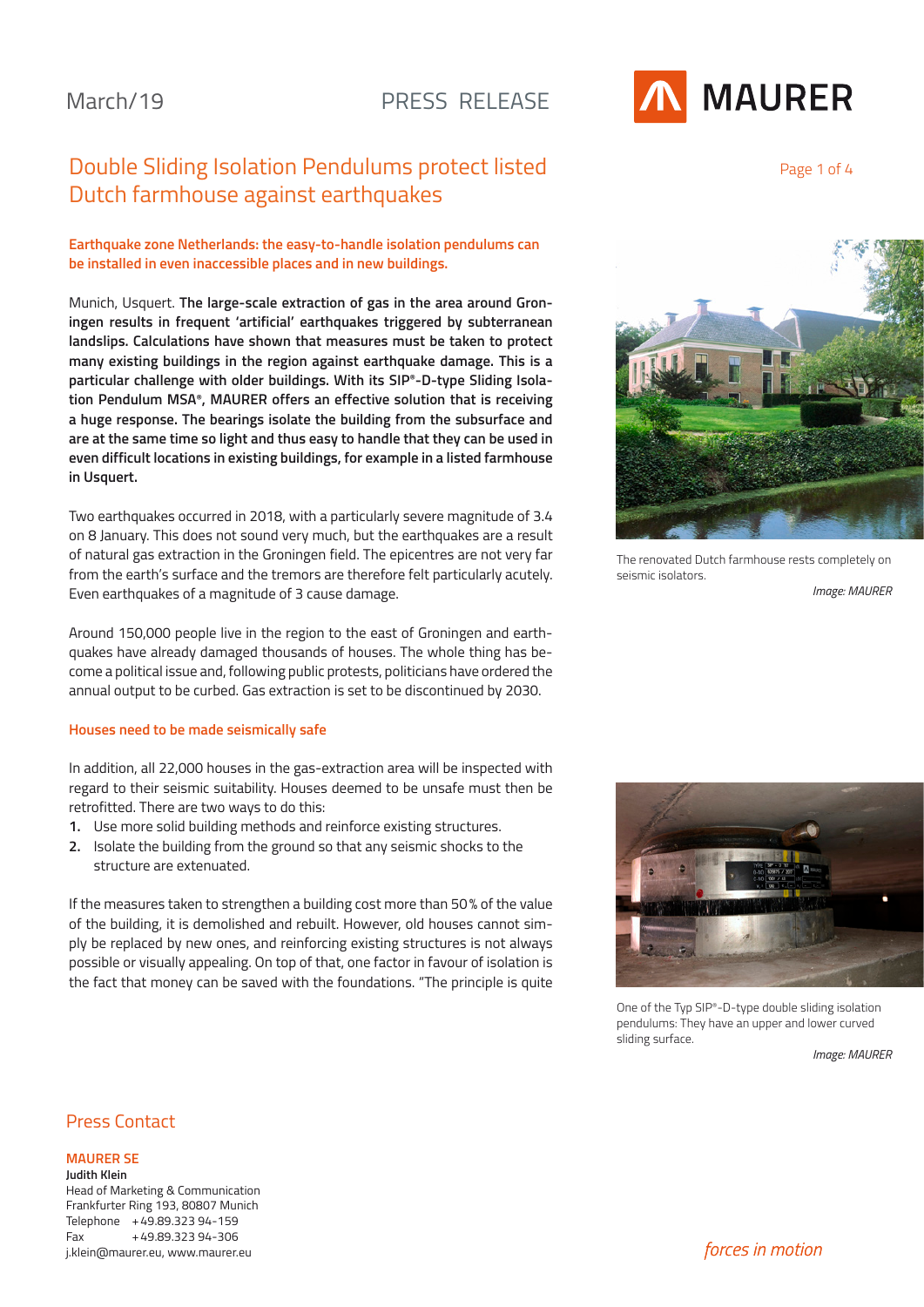March/19

PRESS RELEASE

# Double Sliding Isolation Pendulums protect listed Dutch farmhouse against earthquakes

**Earthquake zone Netherlands: the easy-to-handle isolation pendulums can be installed in even inaccessible places and in new buildings.**

Munich, Usquert. **The large-scale extraction of gas in the area around Groningen results in frequent 'artificial' earthquakes triggered by subterranean landslips. Calculations have shown that measures must be taken to protect many existing buildings in the region against earthquake damage. This is a particular challenge with older buildings. With its SIP®-D-type Sliding Isolation Pendulum MSA®, MAURER offers an effective solution that is receiving a huge response. The bearings isolate the building from the subsurface and are at the same time so light and thus easy to handle that they can be used in even difficult locations in existing buildings, for example in a listed farmhouse in Usquert.**

Two earthquakes occurred in 2018, with a particularly severe magnitude of 3.4 on 8 January. This does not sound very much, but the earthquakes are a result of natural gas extraction in the Groningen field. The epicentres are not very far from the earth's surface and the tremors are therefore felt particularly acutely. Even earthquakes of a magnitude of 3 cause damage.

Around 150,000 people live in the region to the east of Groningen and earthquakes have already damaged thousands of houses. The whole thing has become a political issue and, following public protests, politicians have ordered the annual output to be curbed. Gas extraction is set to be discontinued by 2030.

The renovated Dutch farmhouse rests completely on seismic isolators.

*Image: MAURER*

## Houses need to be made seismically safe

In addition, all 22,000 houses in the gas-extraction area will be inspected with regard to their seismic suitability. Houses deemed to be unsafe must then be retrofitted. There are two ways to do this:

1. Use more solid building methods and reinforce existing structures.
2. Isolate the building from the ground so that any seismic shocks to the structure are extenuated.

If the measures taken to strengthen a building cost more than 50 % of the value of the building, it is demolished and rebuilt. However, old houses cannot simply be replaced by new ones, and reinforcing existing structures is not always possible or visually appealing. On top of that, one factor in favour of isolation is the fact that money can be saved with the foundations. "The principle is quite

One of the Typ SIP®-D-type double sliding isolation pendulums: They have an upper and lower curved sliding surface.

*Image: MAURER*

## Press Contact

**MAURER SE**
**Judith Klein**
Head of Marketing & Communication
Frankfurter Ring 193, 80807 Munich
Telephone +49.89.323 94-159
Fax +49.89.323 94-306
j.klein@maurer.eu, www.maurer.eu

*forces in motion*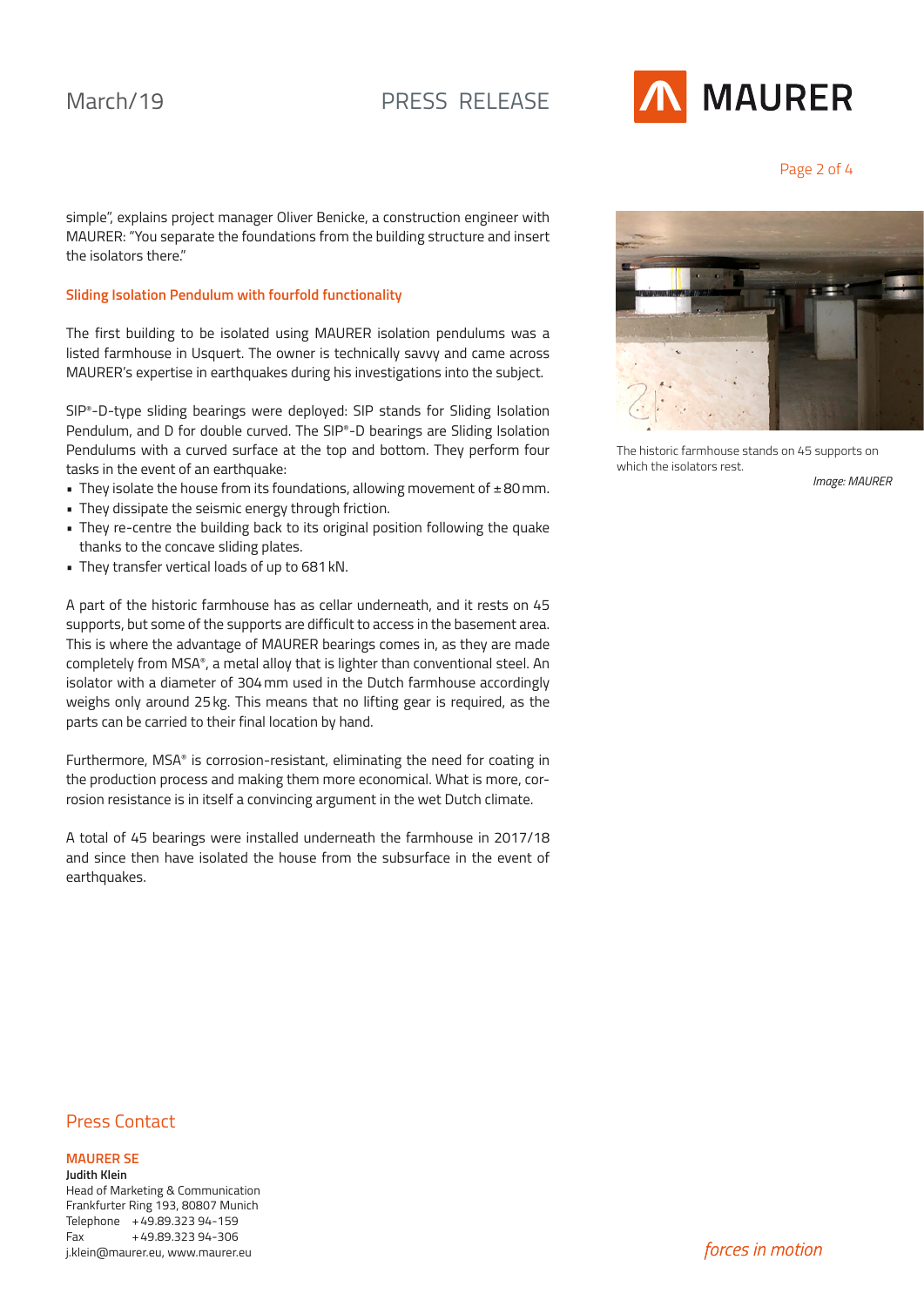simple", explains project manager Oliver Benicke, a construction engineer with MAURER: "You separate the foundations from the building structure and insert the isolators there."

### Sliding Isolation Pendulum with fourfold functionality

The first building to be isolated using MAURER isolation pendulums was a listed farmhouse in Usquert. The owner is technically savvy and came across MAURER's expertise in earthquakes during his investigations into the subject.

SIP®-D-type sliding bearings were deployed: SIP stands for Sliding Isolation Pendulum, and D for double curved. The SIP®-D bearings are Sliding Isolation Pendulums with a curved surface at the top and bottom. They perform four tasks in the event of an earthquake:

- They isolate the house from its foundations, allowing movement of ± 80 mm.
- They dissipate the seismic energy through friction.
- They re-centre the building back to its original position following the quake thanks to the concave sliding plates.
- They transfer vertical loads of up to 681 kN.

A part of the historic farmhouse has as cellar underneath, and it rests on 45 supports, but some of the supports are difficult to access in the basement area. This is where the advantage of MAURER bearings comes in, as they are made completely from MSA®, a metal alloy that is lighter than conventional steel. An isolator with a diameter of 304 mm used in the Dutch farmhouse accordingly weighs only around 25 kg. This means that no lifting gear is required, as the parts can be carried to their final location by hand.

Furthermore, MSA® is corrosion-resistant, eliminating the need for coating in the production process and making them more economical. What is more, corrosion resistance is in itself a convincing argument in the wet Dutch climate.

A total of 45 bearings were installed underneath the farmhouse in 2017/18 and since then have isolated the house from the subsurface in the event of earthquakes.

The historic farmhouse stands on 45 supports on which the isolators rest.

*Image: MAURER*

## Press Contact

**MAURER SE**
**Judith Klein**
Head of Marketing & Communication
Frankfurter Ring 193, 80807 Munich
Telephone +49.89.323 94-159
Fax +49.89.323 94-306
j.klein@maurer.eu, www.maurer.eu

*forces in motion*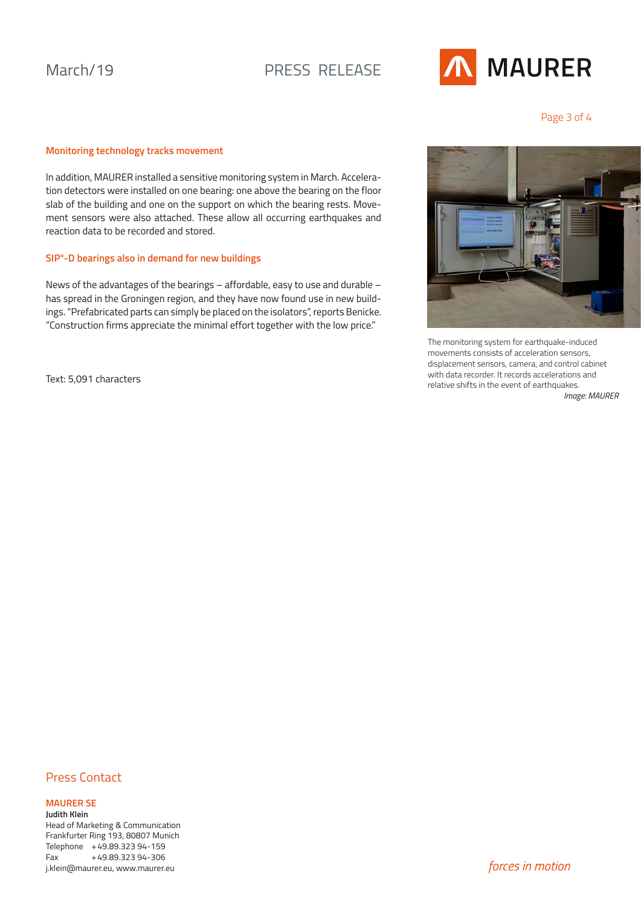### Monitoring technology tracks movement

In addition, MAURER installed a sensitive monitoring system in March. Acceleration detectors were installed on one bearing: one above the bearing on the floor slab of the building and one on the support on which the bearing rests. Movement sensors were also attached. These allow all occurring earthquakes and reaction data to be recorded and stored.

### SIP®-D bearings also in demand for new buildings

News of the advantages of the bearings – affordable, easy to use and durable – has spread in the Groningen region, and they have now found use in new buildings. "Prefabricated parts can simply be placed on the isolators", reports Benicke. "Construction firms appreciate the minimal effort together with the low price."

The monitoring system for earthquake-induced movements consists of acceleration sensors, displacement sensors, camera, and control cabinet with data recorder. It records accelerations and relative shifts in the event of earthquakes.
*Image: MAURER*

Text: 5,091 characters

## Press Contact

**MAURER SE**
**Judith Klein**
Head of Marketing & Communication
Frankfurter Ring 193, 80807 Munich
Telephone +49.89.323 94-159
Fax +49.89.323 94-306
j.klein@maurer.eu, www.maurer.eu

*forces in motion*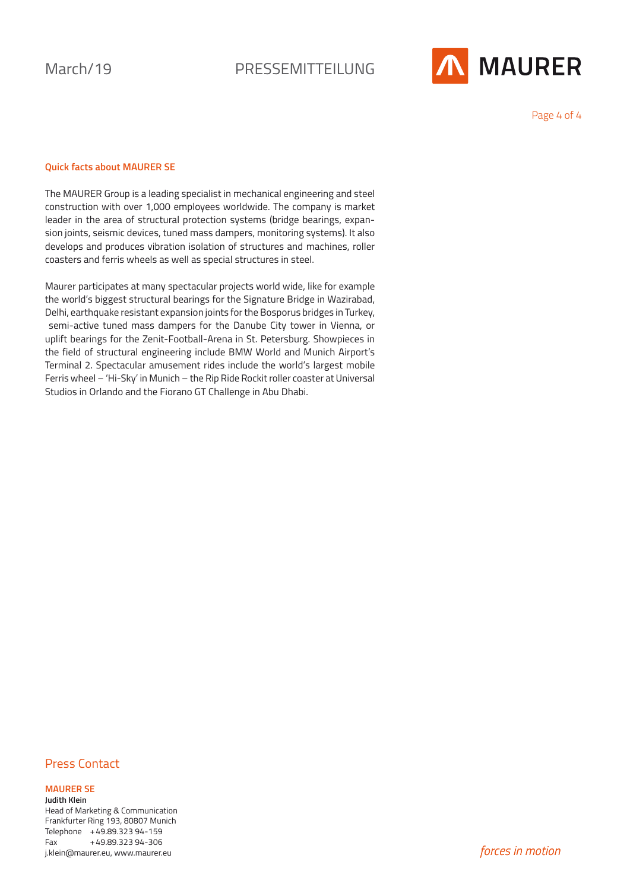## Quick facts about MAURER SE

The MAURER Group is a leading specialist in mechanical engineering and steel construction with over 1,000 employees worldwide. The company is market leader in the area of structural protection systems (bridge bearings, expansion joints, seismic devices, tuned mass dampers, monitoring systems). It also develops and produces vibration isolation of structures and machines, roller coasters and ferris wheels as well as special structures in steel.

Maurer participates at many spectacular projects world wide, like for example the world's biggest structural bearings for the Signature Bridge in Wazirabad, Delhi, earthquake resistant expansion joints for the Bosporus bridges in Turkey, semi-active tuned mass dampers for the Danube City tower in Vienna, or uplift bearings for the Zenit-Football-Arena in St. Petersburg. Showpieces in the field of structural engineering include BMW World and Munich Airport's Terminal 2. Spectacular amusement rides include the world's largest mobile Ferris wheel – 'Hi-Sky' in Munich – the Rip Ride Rockit roller coaster at Universal Studios in Orlando and the Fiorano GT Challenge in Abu Dhabi.

## Press Contact

**MAURER SE**
**Judith Klein**
Head of Marketing & Communication
Frankfurter Ring 193, 80807 Munich
Telephone +49.89.323 94-159
Fax +49.89.323 94-306
j.klein@maurer.eu, www.maurer.eu

*forces in motion*